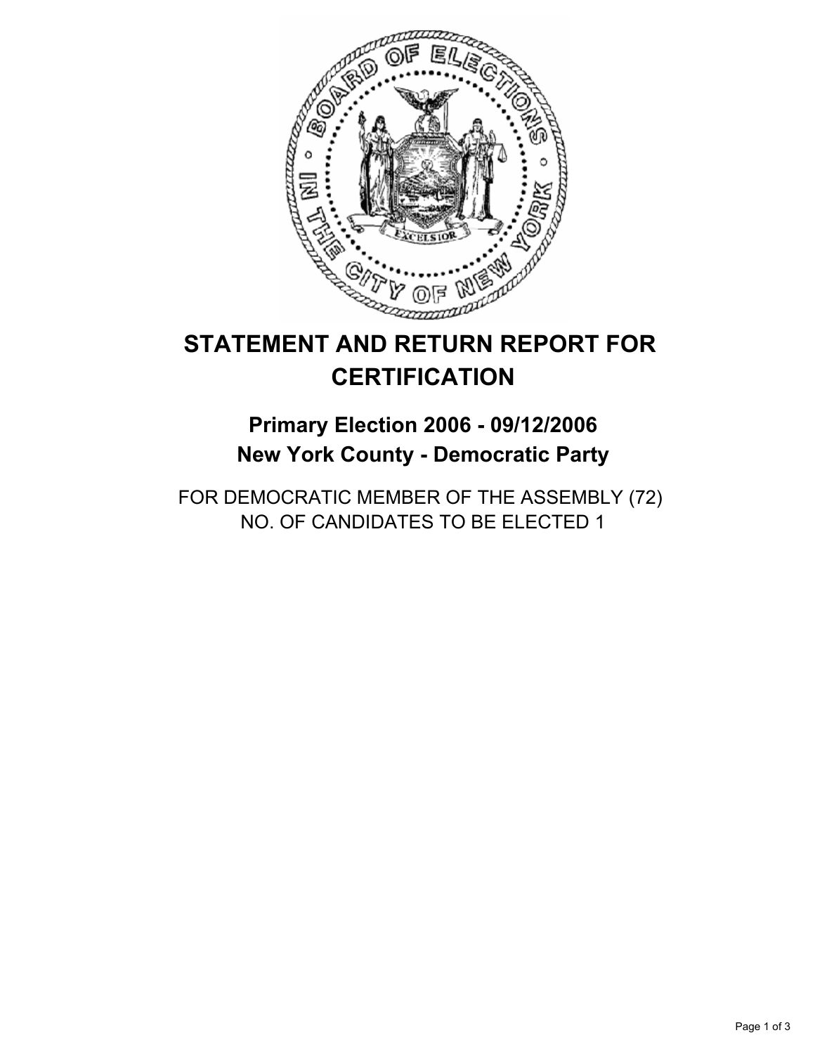# STATEMENT AND RETURN REPORT FOR CERTIFICATION

## Primary Election 2006 - 09/12/2006
## New York County - Democratic Party

FOR DEMOCRATIC MEMBER OF THE ASSEMBLY (72)
NO. OF CANDIDATES TO BE ELECTED 1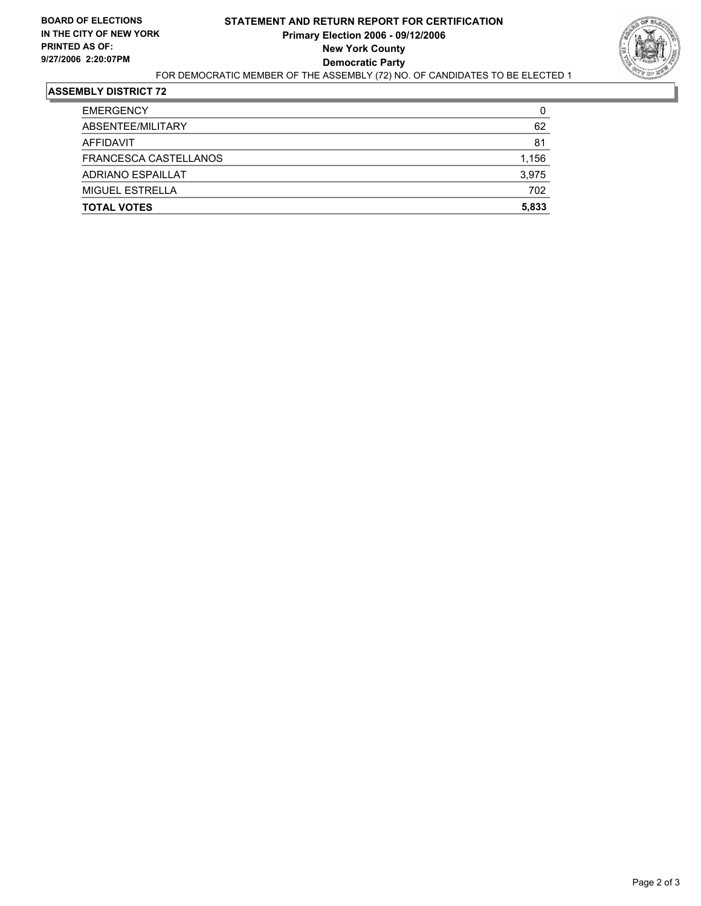**BOARD OF ELECTIONS IN THE CITY OF NEW YORK**
**PRINTED AS OF: 9/27/2006 2:20:07PM**

# STATEMENT AND RETURN REPORT FOR CERTIFICATION
## Primary Election 2006 - 09/12/2006
## New York County
## Democratic Party

FOR DEMOCRATIC MEMBER OF THE ASSEMBLY (72) NO. OF CANDIDATES TO BE ELECTED 1

### ASSEMBLY DISTRICT 72

| | |
|---|---|
| EMERGENCY | 0 |
| ABSENTEE/MILITARY | 62 |
| AFFIDAVIT | 81 |
| FRANCESCA CASTELLANOS | 1,156 |
| ADRIANO ESPAILLAT | 3,975 |
| MIGUEL ESTRELLA | 702 |
| **TOTAL VOTES** | **5,833** |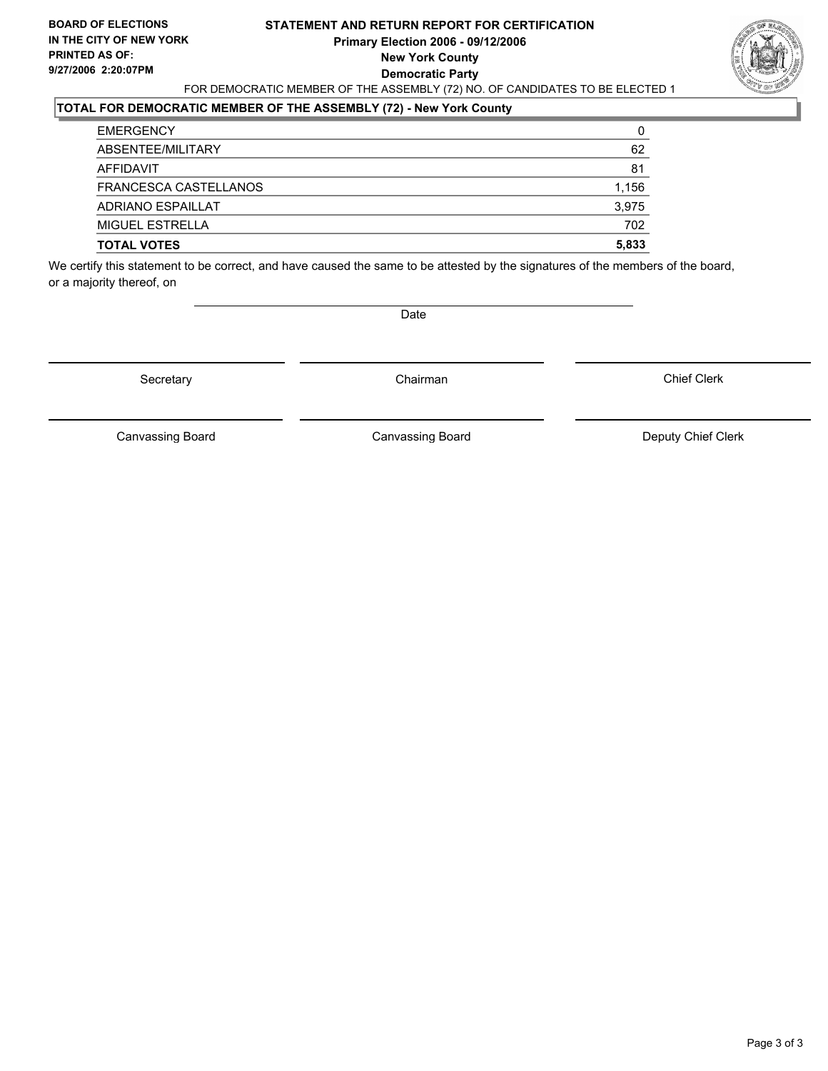**BOARD OF ELECTIONS IN THE CITY OF NEW YORK PRINTED AS OF: 9/27/2006 2:20:07PM**

**STATEMENT AND RETURN REPORT FOR CERTIFICATION**
**Primary Election 2006 - 09/12/2006**
**New York County**
**Democratic Party**

FOR DEMOCRATIC MEMBER OF THE ASSEMBLY (72) NO. OF CANDIDATES TO BE ELECTED 1

**TOTAL FOR DEMOCRATIC MEMBER OF THE ASSEMBLY (72) - New York County**

| | |
|---|---|
| EMERGENCY | 0 |
| ABSENTEE/MILITARY | 62 |
| AFFIDAVIT | 81 |
| FRANCESCA CASTELLANOS | 1,156 |
| ADRIANO ESPAILLAT | 3,975 |
| MIGUEL ESTRELLA | 702 |
| **TOTAL VOTES** | **5,833** |

We certify this statement to be correct, and have caused the same to be attested by the signatures of the members of the board, or a majority thereof, on

Date

Secretary | Chairman | Chief Clerk

Canvassing Board | Canvassing Board | Deputy Chief Clerk